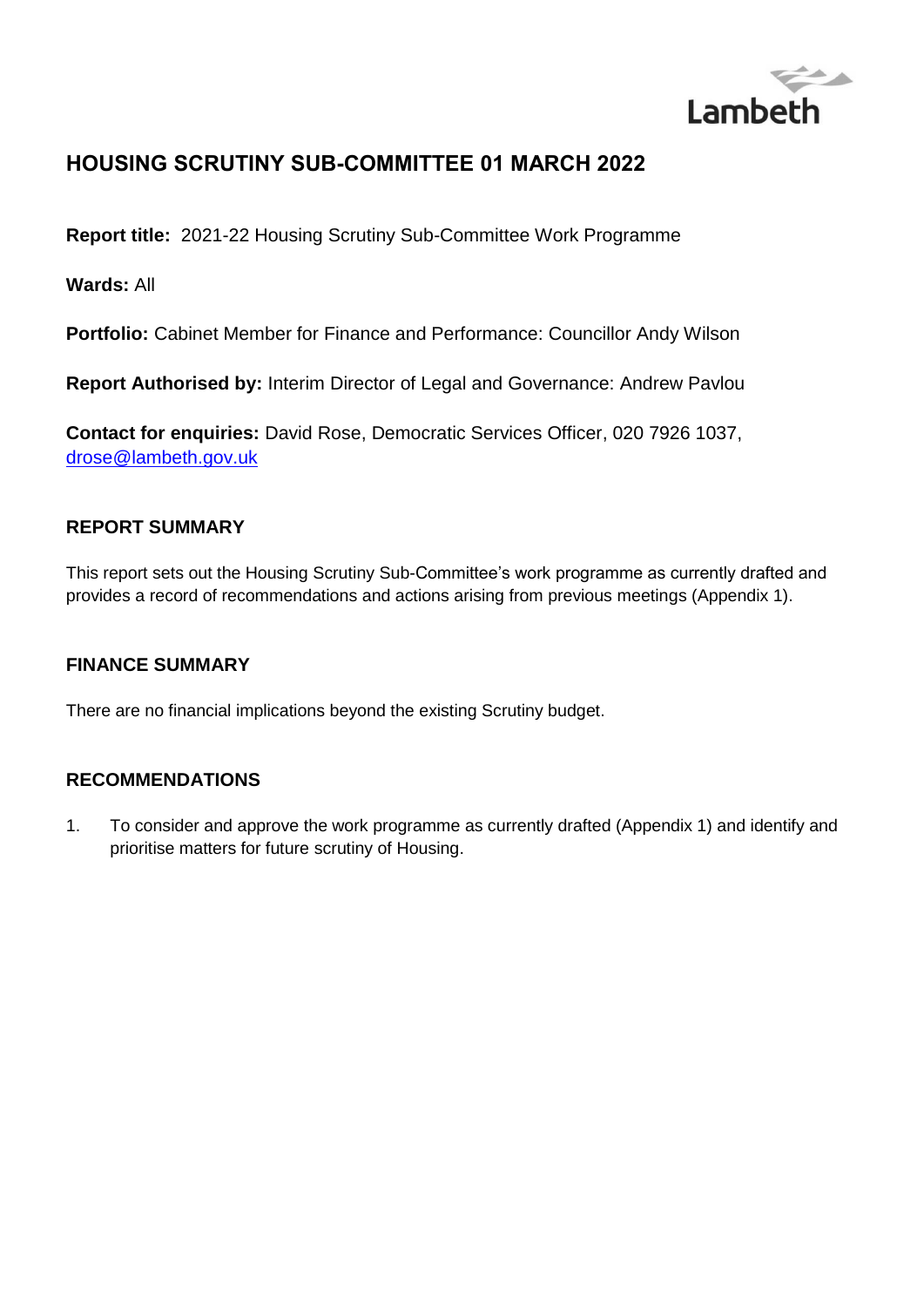Lambeth

# HOUSING SCRUTINY SUB-COMMITTEE 01 MARCH 2022

**Report title:** 2021-22 Housing Scrutiny Sub-Committee Work Programme

**Wards:** All

**Portfolio:** Cabinet Member for Finance and Performance: Councillor Andy Wilson

**Report Authorised by:** Interim Director of Legal and Governance: Andrew Pavlou

**Contact for enquiries:** David Rose, Democratic Services Officer, 020 7926 1037, drose@lambeth.gov.uk

## REPORT SUMMARY

This report sets out the Housing Scrutiny Sub-Committee's work programme as currently drafted and provides a record of recommendations and actions arising from previous meetings (Appendix 1).

## FINANCE SUMMARY

There are no financial implications beyond the existing Scrutiny budget.

## RECOMMENDATIONS

1. To consider and approve the work programme as currently drafted (Appendix 1) and identify and prioritise matters for future scrutiny of Housing.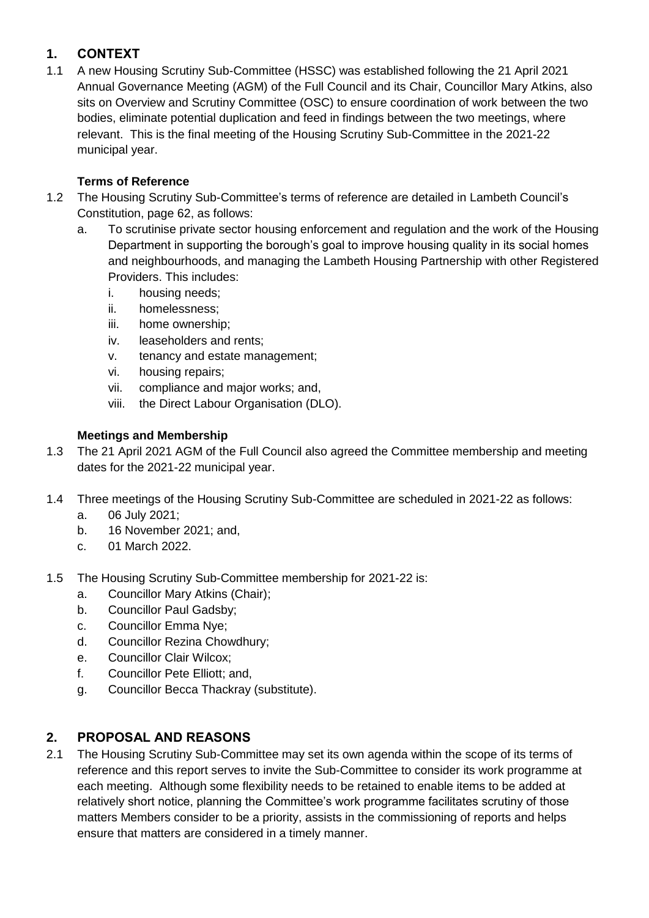## 1. CONTEXT

1.1 A new Housing Scrutiny Sub-Committee (HSSC) was established following the 21 April 2021 Annual Governance Meeting (AGM) of the Full Council and its Chair, Councillor Mary Atkins, also sits on Overview and Scrutiny Committee (OSC) to ensure coordination of work between the two bodies, eliminate potential duplication and feed in findings between the two meetings, where relevant. This is the final meeting of the Housing Scrutiny Sub-Committee in the 2021-22 municipal year.

### Terms of Reference

1.2 The Housing Scrutiny Sub-Committee's terms of reference are detailed in Lambeth Council's Constitution, page 62, as follows:

a. To scrutinise private sector housing enforcement and regulation and the work of the Housing Department in supporting the borough's goal to improve housing quality in its social homes and neighbourhoods, and managing the Lambeth Housing Partnership with other Registered Providers. This includes:
   - i. housing needs;
   - ii. homelessness;
   - iii. home ownership;
   - iv. leaseholders and rents;
   - v. tenancy and estate management;
   - vi. housing repairs;
   - vii. compliance and major works; and,
   - viii. the Direct Labour Organisation (DLO).

### Meetings and Membership

1.3 The 21 April 2021 AGM of the Full Council also agreed the Committee membership and meeting dates for the 2021-22 municipal year.

1.4 Three meetings of the Housing Scrutiny Sub-Committee are scheduled in 2021-22 as follows:

a. 06 July 2021;
b. 16 November 2021; and,
c. 01 March 2022.

1.5 The Housing Scrutiny Sub-Committee membership for 2021-22 is:

a. Councillor Mary Atkins (Chair);
b. Councillor Paul Gadsby;
c. Councillor Emma Nye;
d. Councillor Rezina Chowdhury;
e. Councillor Clair Wilcox;
f. Councillor Pete Elliott; and,
g. Councillor Becca Thackray (substitute).

## 2. PROPOSAL AND REASONS

2.1 The Housing Scrutiny Sub-Committee may set its own agenda within the scope of its terms of reference and this report serves to invite the Sub-Committee to consider its work programme at each meeting. Although some flexibility needs to be retained to enable items to be added at relatively short notice, planning the Committee's work programme facilitates scrutiny of those matters Members consider to be a priority, assists in the commissioning of reports and helps ensure that matters are considered in a timely manner.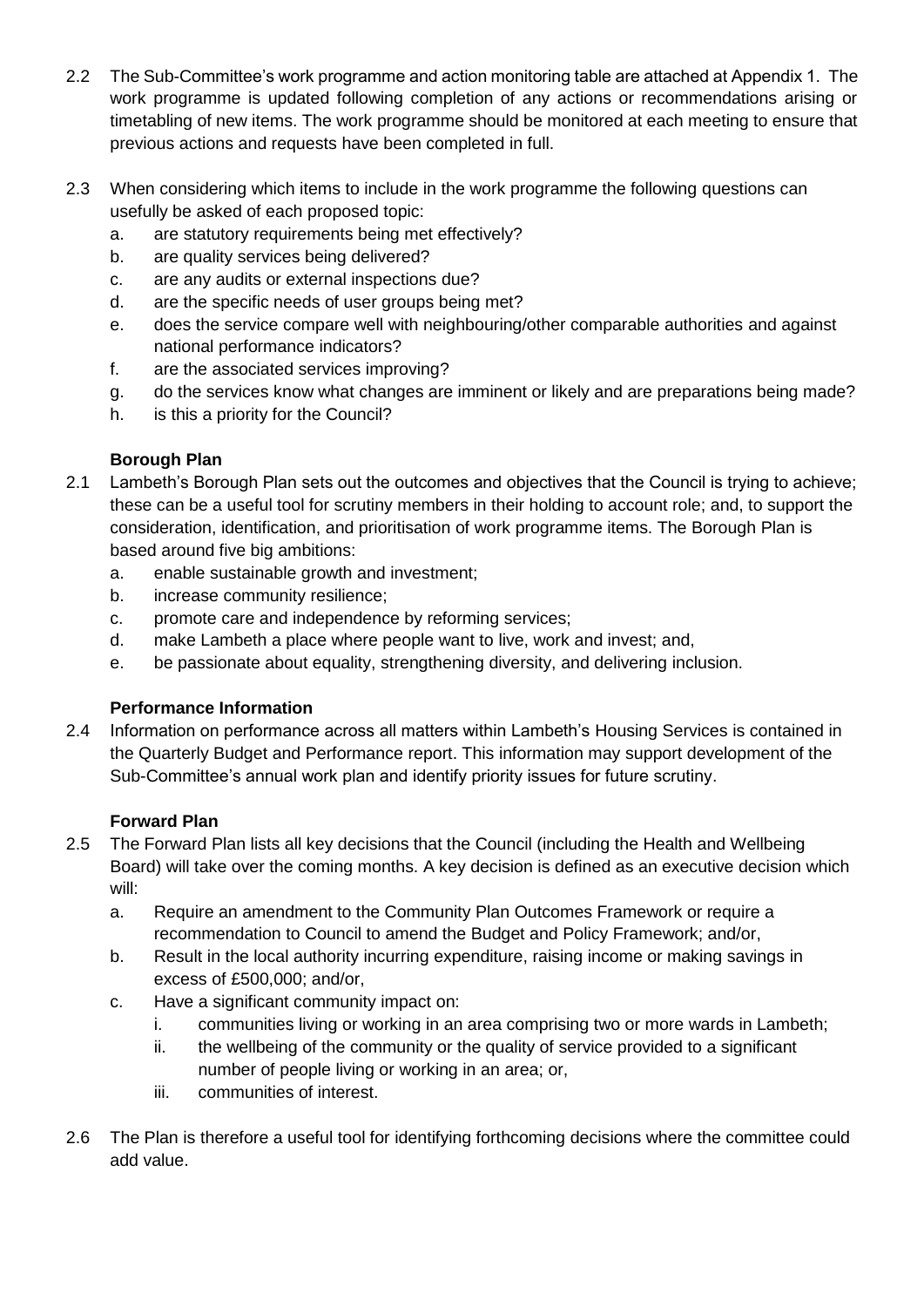2.2 The Sub-Committee's work programme and action monitoring table are attached at Appendix 1. The work programme is updated following completion of any actions or recommendations arising or timetabling of new items. The work programme should be monitored at each meeting to ensure that previous actions and requests have been completed in full.

2.3 When considering which items to include in the work programme the following questions can usefully be asked of each proposed topic:

a. are statutory requirements being met effectively?
b. are quality services being delivered?
c. are any audits or external inspections due?
d. are the specific needs of user groups being met?
e. does the service compare well with neighbouring/other comparable authorities and against national performance indicators?
f. are the associated services improving?
g. do the services know what changes are imminent or likely and are preparations being made?
h. is this a priority for the Council?

**Borough Plan**

2.1 Lambeth's Borough Plan sets out the outcomes and objectives that the Council is trying to achieve; these can be a useful tool for scrutiny members in their holding to account role; and, to support the consideration, identification, and prioritisation of work programme items. The Borough Plan is based around five big ambitions:

a. enable sustainable growth and investment;
b. increase community resilience;
c. promote care and independence by reforming services;
d. make Lambeth a place where people want to live, work and invest; and,
e. be passionate about equality, strengthening diversity, and delivering inclusion.

**Performance Information**

2.4 Information on performance across all matters within Lambeth's Housing Services is contained in the Quarterly Budget and Performance report. This information may support development of the Sub-Committee's annual work plan and identify priority issues for future scrutiny.

**Forward Plan**

2.5 The Forward Plan lists all key decisions that the Council (including the Health and Wellbeing Board) will take over the coming months. A key decision is defined as an executive decision which will:

a. Require an amendment to the Community Plan Outcomes Framework or require a recommendation to Council to amend the Budget and Policy Framework; and/or,
b. Result in the local authority incurring expenditure, raising income or making savings in excess of £500,000; and/or,
c. Have a significant community impact on:
    i. communities living or working in an area comprising two or more wards in Lambeth;
    ii. the wellbeing of the community or the quality of service provided to a significant number of people living or working in an area; or,
    iii. communities of interest.

2.6 The Plan is therefore a useful tool for identifying forthcoming decisions where the committee could add value.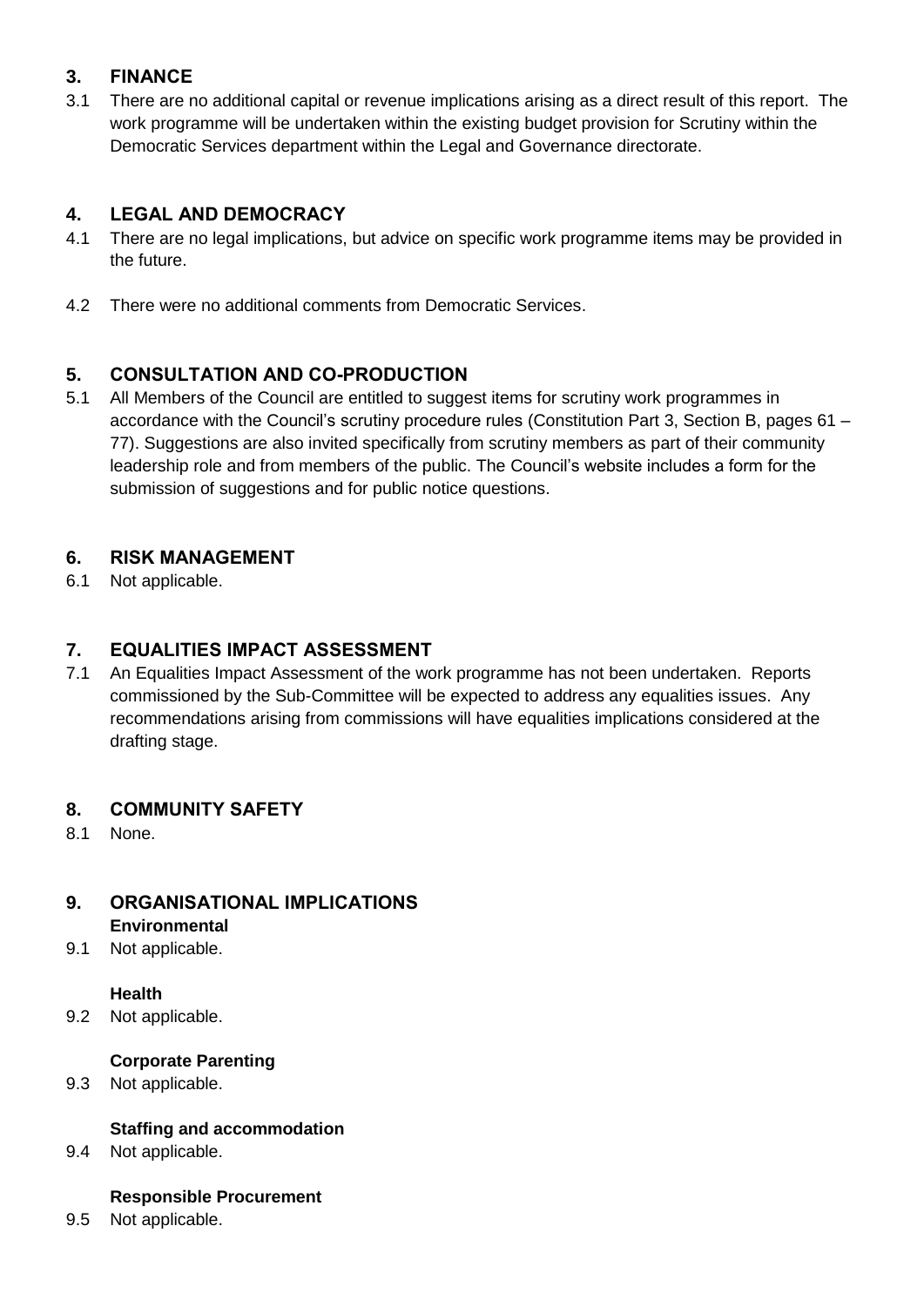## 3. FINANCE

3.1 There are no additional capital or revenue implications arising as a direct result of this report. The work programme will be undertaken within the existing budget provision for Scrutiny within the Democratic Services department within the Legal and Governance directorate.

## 4. LEGAL AND DEMOCRACY

4.1 There are no legal implications, but advice on specific work programme items may be provided in the future.

4.2 There were no additional comments from Democratic Services.

## 5. CONSULTATION AND CO-PRODUCTION

5.1 All Members of the Council are entitled to suggest items for scrutiny work programmes in accordance with the Council's scrutiny procedure rules (Constitution Part 3, Section B, pages 61 – 77). Suggestions are also invited specifically from scrutiny members as part of their community leadership role and from members of the public. The Council's website includes a form for the submission of suggestions and for public notice questions.

## 6. RISK MANAGEMENT

6.1 Not applicable.

## 7. EQUALITIES IMPACT ASSESSMENT

7.1 An Equalities Impact Assessment of the work programme has not been undertaken. Reports commissioned by the Sub-Committee will be expected to address any equalities issues. Any recommendations arising from commissions will have equalities implications considered at the drafting stage.

## 8. COMMUNITY SAFETY

8.1 None.

## 9. ORGANISATIONAL IMPLICATIONS

**Environmental**

9.1 Not applicable.

**Health**

9.2 Not applicable.

**Corporate Parenting**

9.3 Not applicable.

**Staffing and accommodation**

9.4 Not applicable.

**Responsible Procurement**

9.5 Not applicable.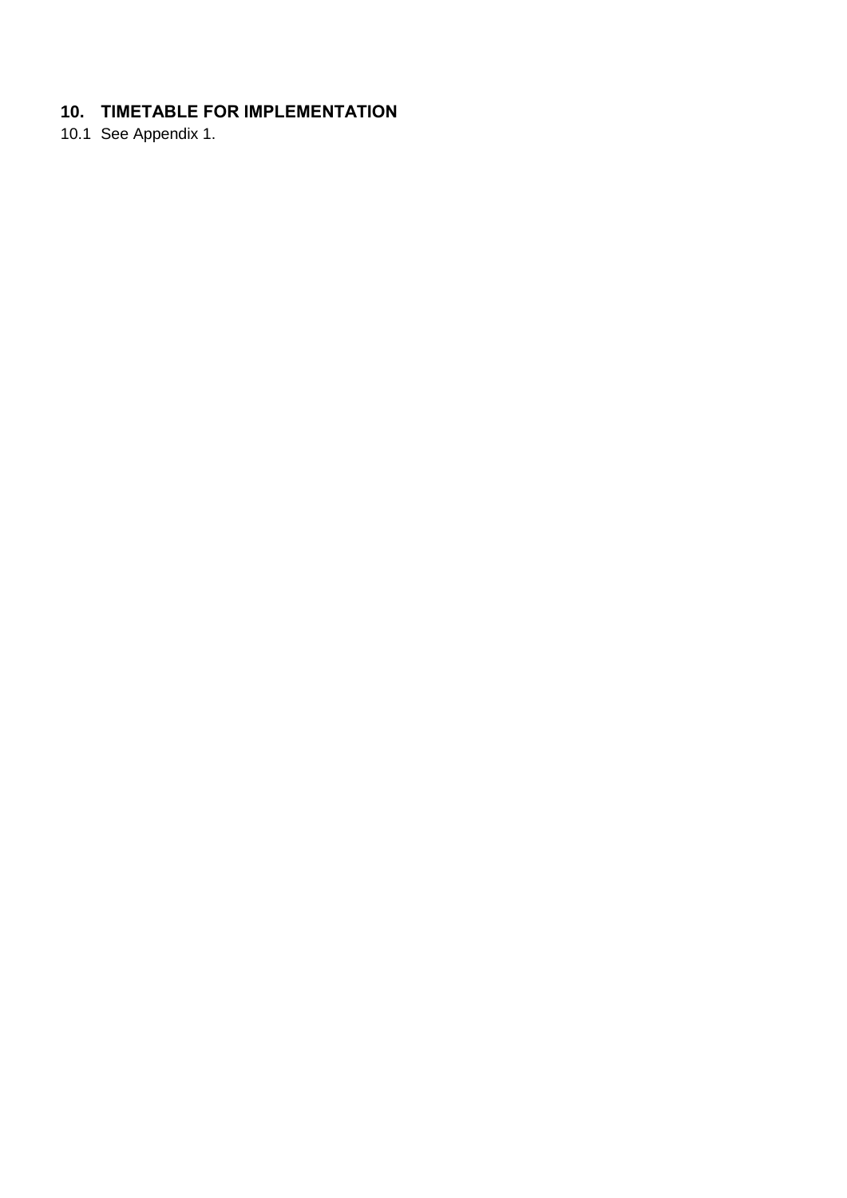## 10. TIMETABLE FOR IMPLEMENTATION

10.1 See Appendix 1.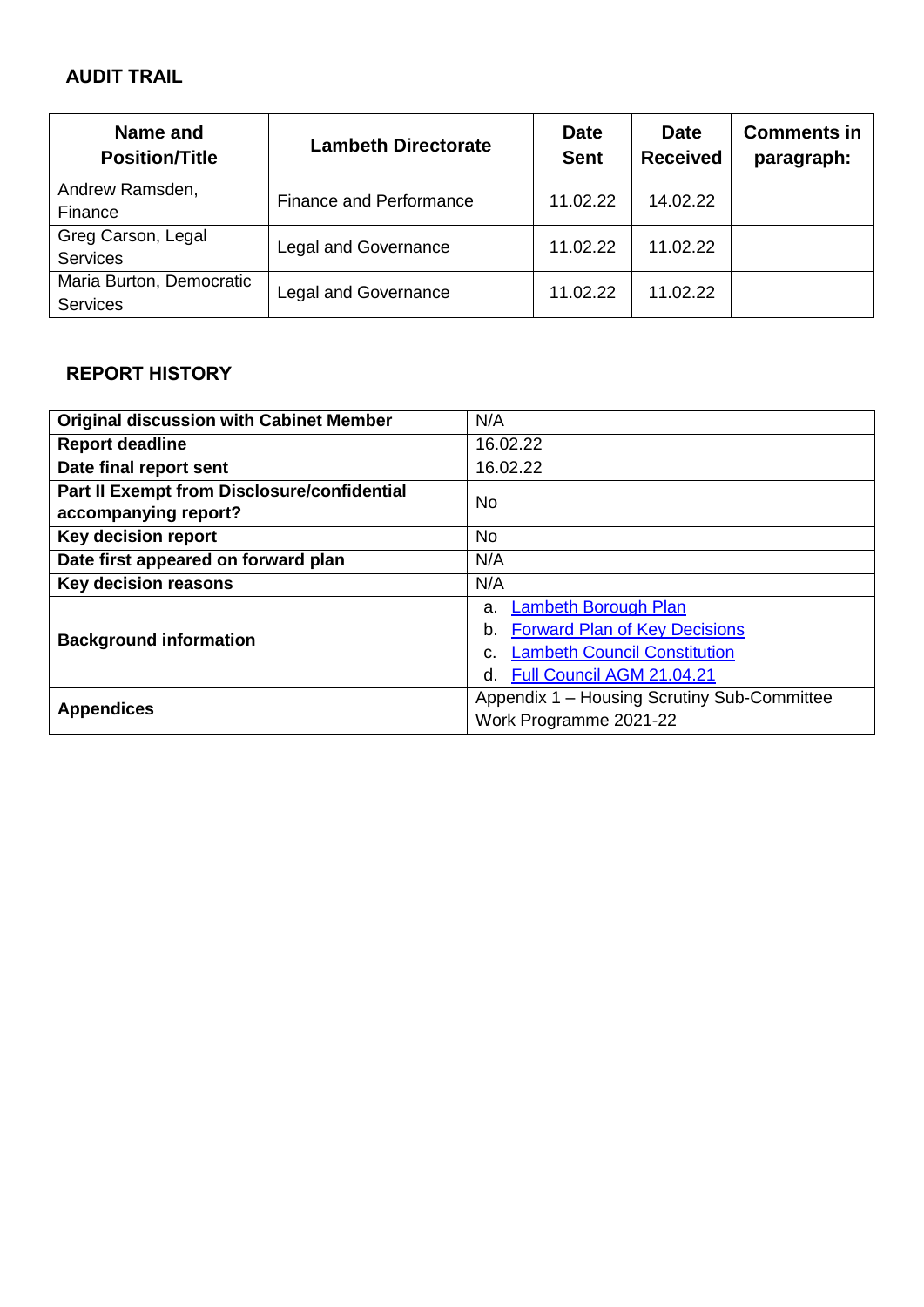## AUDIT TRAIL

| Name and Position/Title | Lambeth Directorate | Date Sent | Date Received | Comments in paragraph: |
|---|---|---|---|---|
| Andrew Ramsden, Finance | Finance and Performance | 11.02.22 | 14.02.22 | |
| Greg Carson, Legal Services | Legal and Governance | 11.02.22 | 11.02.22 | |
| Maria Burton, Democratic Services | Legal and Governance | 11.02.22 | 11.02.22 | |

## REPORT HISTORY

| | |
|---|---|
| **Original discussion with Cabinet Member** | N/A |
| **Report deadline** | 16.02.22 |
| **Date final report sent** | 16.02.22 |
| **Part II Exempt from Disclosure/confidential accompanying report?** | No |
| **Key decision report** | No |
| **Date first appeared on forward plan** | N/A |
| **Key decision reasons** | N/A |
| **Background information** | a. Lambeth Borough Plan<br>b. Forward Plan of Key Decisions<br>c. Lambeth Council Constitution<br>d. Full Council AGM 21.04.21 |
| **Appendices** | Appendix 1 – Housing Scrutiny Sub-Committee Work Programme 2021-22 |